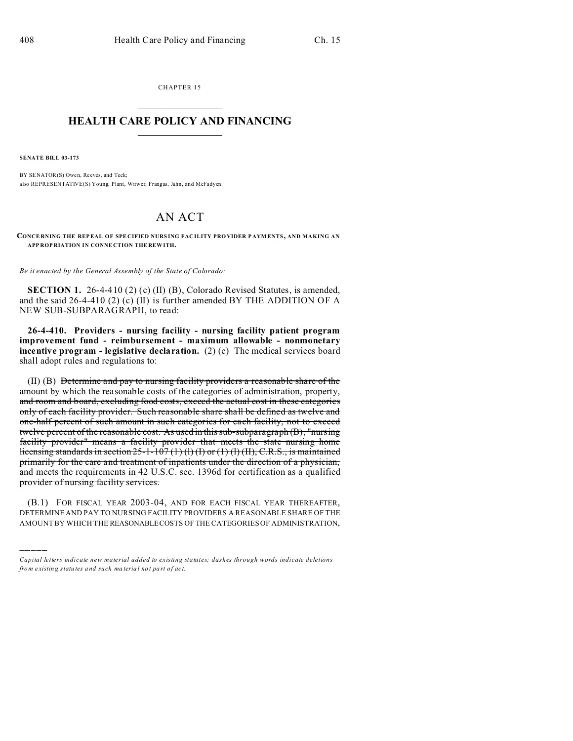CHAPTER 15

# HEALTH CARE POLICY AND FINANCING

**SENATE BILL 03-173**

BY SENATOR(S) Owen, Reeves, and Teck;
also REPRESENTATIVE(S) Young, Plant, Witwer, Frangas, Jahn, and McFadyen.

# AN ACT

**CONCERNING THE REPEAL OF SPECIFIED NURSING FACILITY PROVIDER PAYMENTS, AND MAKING AN APPROPRIATION IN CONNECTION THEREWITH.**

*Be it enacted by the General Assembly of the State of Colorado:*

**SECTION 1.** 26-4-410 (2) (c) (II) (B), Colorado Revised Statutes, is amended, and the said 26-4-410 (2) (c) (II) is further amended BY THE ADDITION OF A NEW SUB-SUBPARAGRAPH, to read:

**26-4-410. Providers - nursing facility - nursing facility patient program improvement fund - reimbursement - maximum allowable - nonmonetary incentive program - legislative declaration.** (2) (c) The medical services board shall adopt rules and regulations to:

(II) (B) ~~Determine and pay to nursing facility providers a reasonable share of the amount by which the reasonable costs of the categories of administration, property, and room and board, excluding food costs, exceed the actual cost in these categories only of each facility provider. Such reasonable share shall be defined as twelve and one-half percent of such amount in such categories for each facility, not to exceed twelve percent of the reasonable cost. As used in this sub-subparagraph (B), "nursing facility provider" means a facility provider that meets the state nursing home licensing standards in section 25-1-107 (1) (l) (I) or (1) (l) (II), C.R.S., is maintained primarily for the care and treatment of inpatients under the direction of a physician, and meets the requirements in 42 U.S.C. sec. 1396d for certification as a qualified provider of nursing facility services.~~

(B.1) FOR FISCAL YEAR 2003-04, AND FOR EACH FISCAL YEAR THEREAFTER, DETERMINE AND PAY TO NURSING FACILITY PROVIDERS A REASONABLE SHARE OF THE AMOUNT BY WHICH THE REASONABLE COSTS OF THE CATEGORIES OF ADMINISTRATION,

---

*Capital letters indicate new material added to existing statutes; dashes through words indicate deletions from existing statutes and such material not part of act.*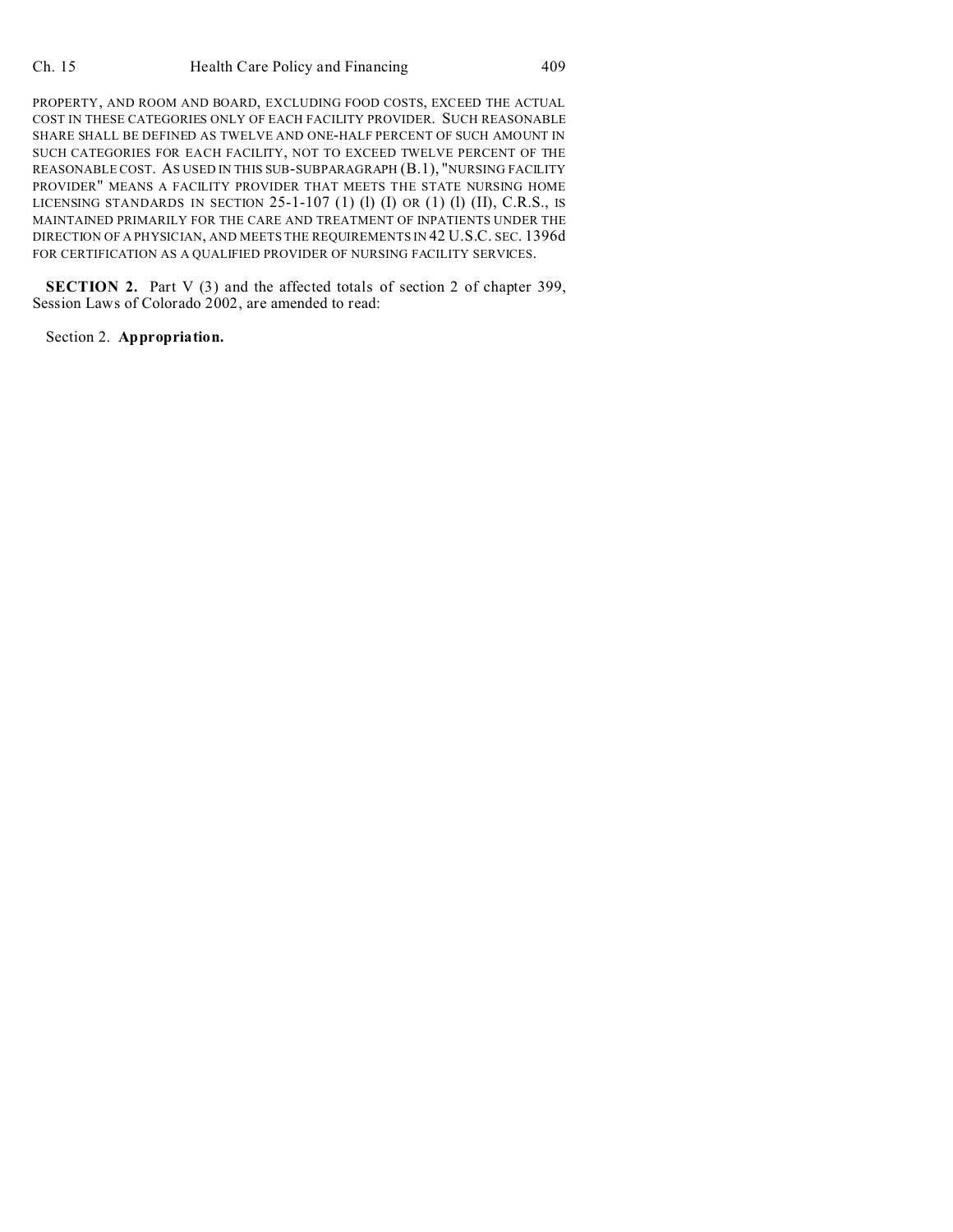PROPERTY, AND ROOM AND BOARD, EXCLUDING FOOD COSTS, EXCEED THE ACTUAL COST IN THESE CATEGORIES ONLY OF EACH FACILITY PROVIDER. SUCH REASONABLE SHARE SHALL BE DEFINED AS TWELVE AND ONE-HALF PERCENT OF SUCH AMOUNT IN SUCH CATEGORIES FOR EACH FACILITY, NOT TO EXCEED TWELVE PERCENT OF THE REASONABLE COST. AS USED IN THIS SUB-SUBPARAGRAPH (B.1), "NURSING FACILITY PROVIDER" MEANS A FACILITY PROVIDER THAT MEETS THE STATE NURSING HOME LICENSING STANDARDS IN SECTION 25-1-107 (1) (l) (I) OR (1) (l) (II), C.R.S., IS MAINTAINED PRIMARILY FOR THE CARE AND TREATMENT OF INPATIENTS UNDER THE DIRECTION OF A PHYSICIAN, AND MEETS THE REQUIREMENTS IN 42 U.S.C. SEC. 1396d FOR CERTIFICATION AS A QUALIFIED PROVIDER OF NURSING FACILITY SERVICES.

**SECTION 2.** Part V (3) and the affected totals of section 2 of chapter 399, Session Laws of Colorado 2002, are amended to read:

Section 2. **Appropriation.**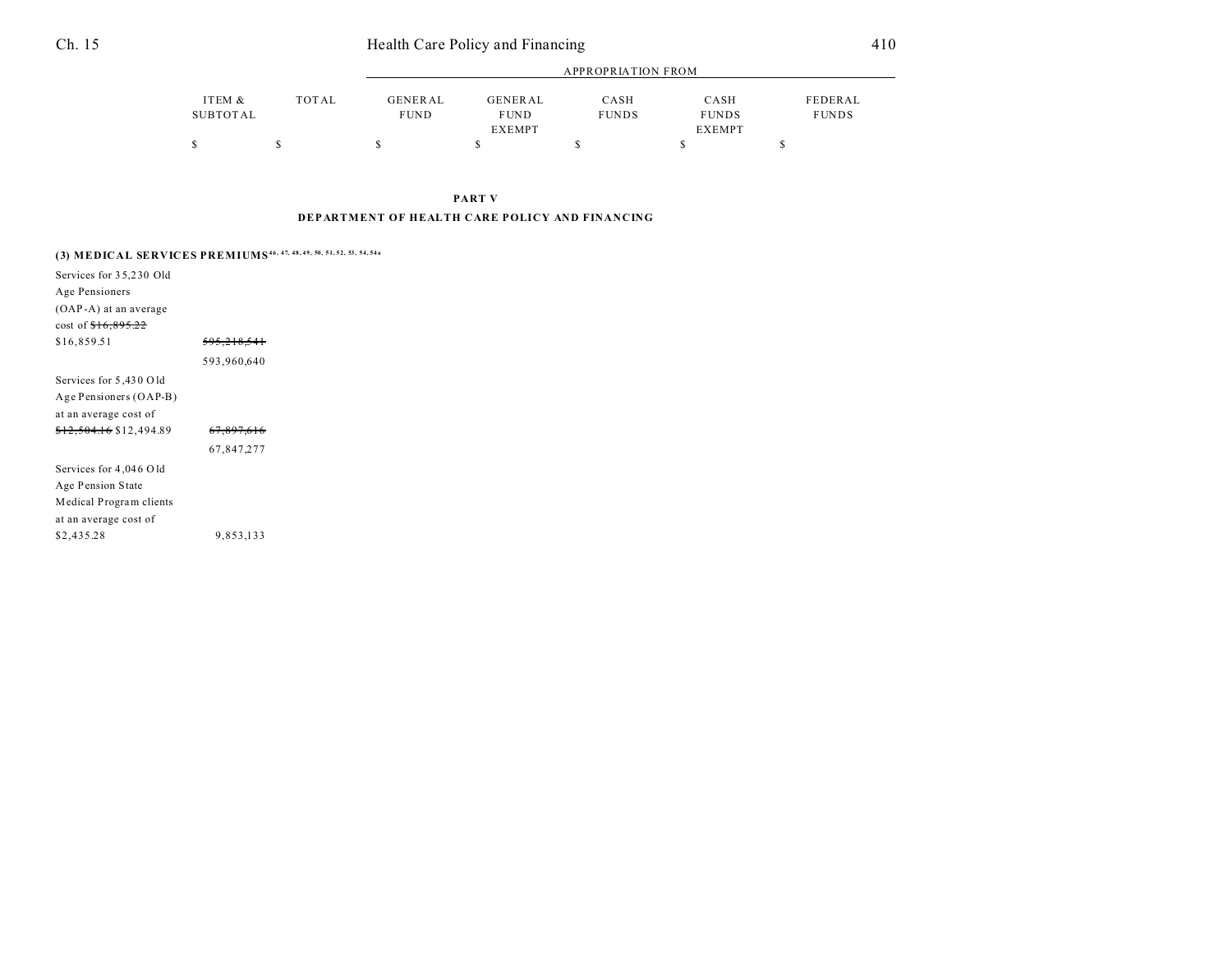| | ITEM & SUBTOTAL | TOTAL | APPROPRIATION FROM GENERAL FUND | GENERAL FUND EXEMPT | CASH FUNDS | CASH FUNDS EXEMPT | FEDERAL FUNDS |
|---|---|---|---|---|---|---|---|
| | $ | $ | $ | $ | $ | $ | $ |

**PART V**

**DEPARTMENT OF HEALTH CARE POLICY AND FINANCING**

**(3) MEDICAL SERVICES PREMIUMS**[46, 47, 48, 49, 50, 51, 52, 53, 54, 54a]

| | ITEM & SUBTOTAL | TOTAL | GENERAL FUND | GENERAL FUND EXEMPT | CASH FUNDS | CASH FUNDS EXEMPT | FEDERAL FUNDS |
|---|---|---|---|---|---|---|---|
| Services for 35,230 Old Age Pensioners (OAP-A) at an average cost of ~~$16,895.22~~ $16,859.51 | ~~595,218,541~~ 593,960,640 | | | | | | |
| Services for 5,430 Old Age Pensioners (OAP-B) at an average cost of ~~$12,504.16~~ $12,494.89 | ~~67,897,616~~ 67,847,277 | | | | | | |
| Services for 4,046 Old Age Pension State Medical Program clients at an average cost of $2,435.28 | 9,853,133 | | | | | | |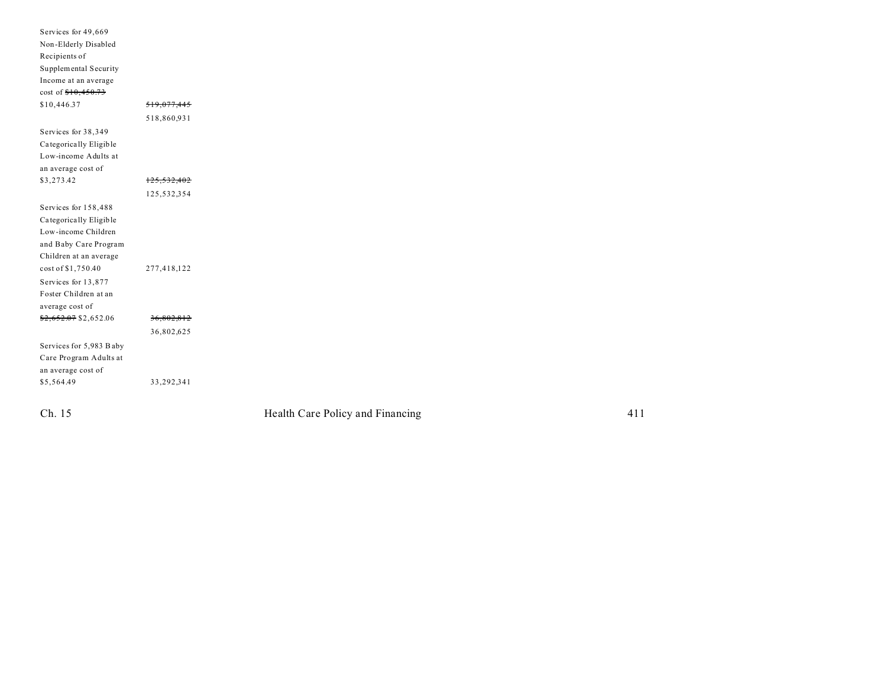| | |
|---|---|
| Services for 49,669 Non-Elderly Disabled Recipients of Supplemental Security Income at an average cost of ~~$10,450.73~~ $10,446.37 | ~~519,077,445~~ 518,860,931 |
| Services for 38,349 Categorically Eligible Low-income Adults at an average cost of $3,273.42 | ~~125,532,402~~ 125,532,354 |
| Services for 158,488 Categorically Eligible Low-income Children and Baby Care Program Children at an average cost of $1,750.40 | 277,418,122 |
| Services for 13,877 Foster Children at an average cost of ~~$2,652.07~~ $2,652.06 | ~~36,802,812~~ 36,802,625 |
| Services for 5,983 Baby Care Program Adults at an average cost of $5,564.49 | 33,292,341 |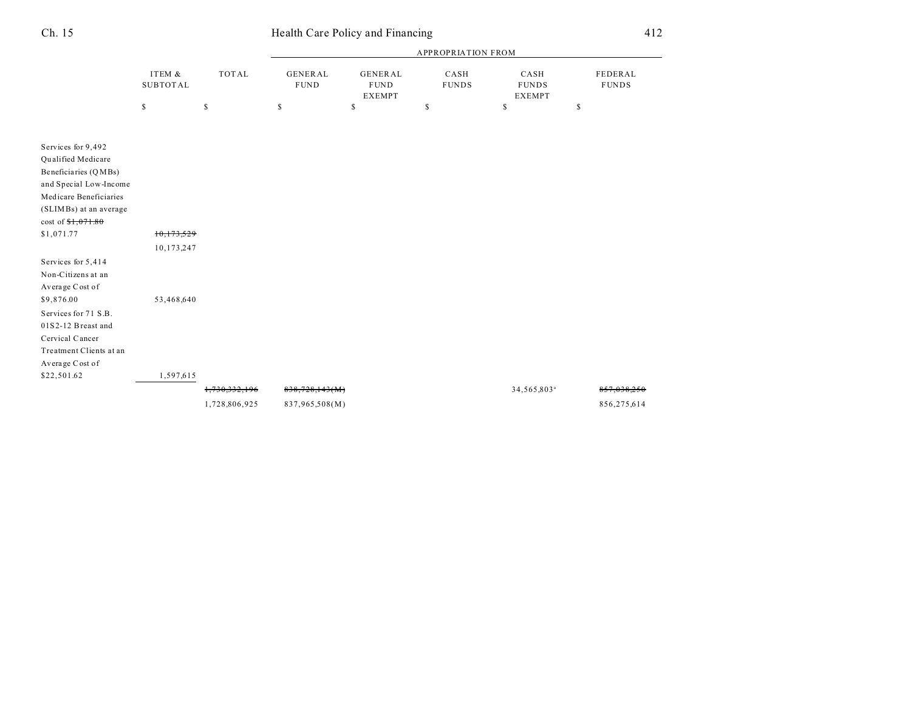| | ITEM & SUBTOTAL | TOTAL | GENERAL FUND | GENERAL FUND EXEMPT | CASH FUNDS | CASH FUNDS EXEMPT | FEDERAL FUNDS |
|---|---|---|---|---|---|---|---|
| | | | APPROPRIATION FROM | | | | |
| | $ | $ | $ | $ | $ | $ | $ |
| Services for 9,492 Qualified Medicare Beneficiaries (QMBs) and Special Low-Income Medicare Beneficiaries (SLIMBs) at an average cost of ~~$1,071.80~~ $1,071.77 | ~~10,173,529~~ 10,173,247 | | | | | | |
| Services for 5,414 Non-Citizens at an Average Cost of $9,876.00 | 53,468,640 | | | | | | |
| Services for 71 S.B. 01S2-12 Breast and Cervical Cancer Treatment Clients at an Average Cost of $22,501.62 | 1,597,615 | | | | | | |
| | | ~~1,730,332,196~~ 1,728,806,925 | ~~838,728,143(M)~~ 837,965,508(M) | | | 34,565,803[a] | ~~857,038,250~~ 856,275,614 |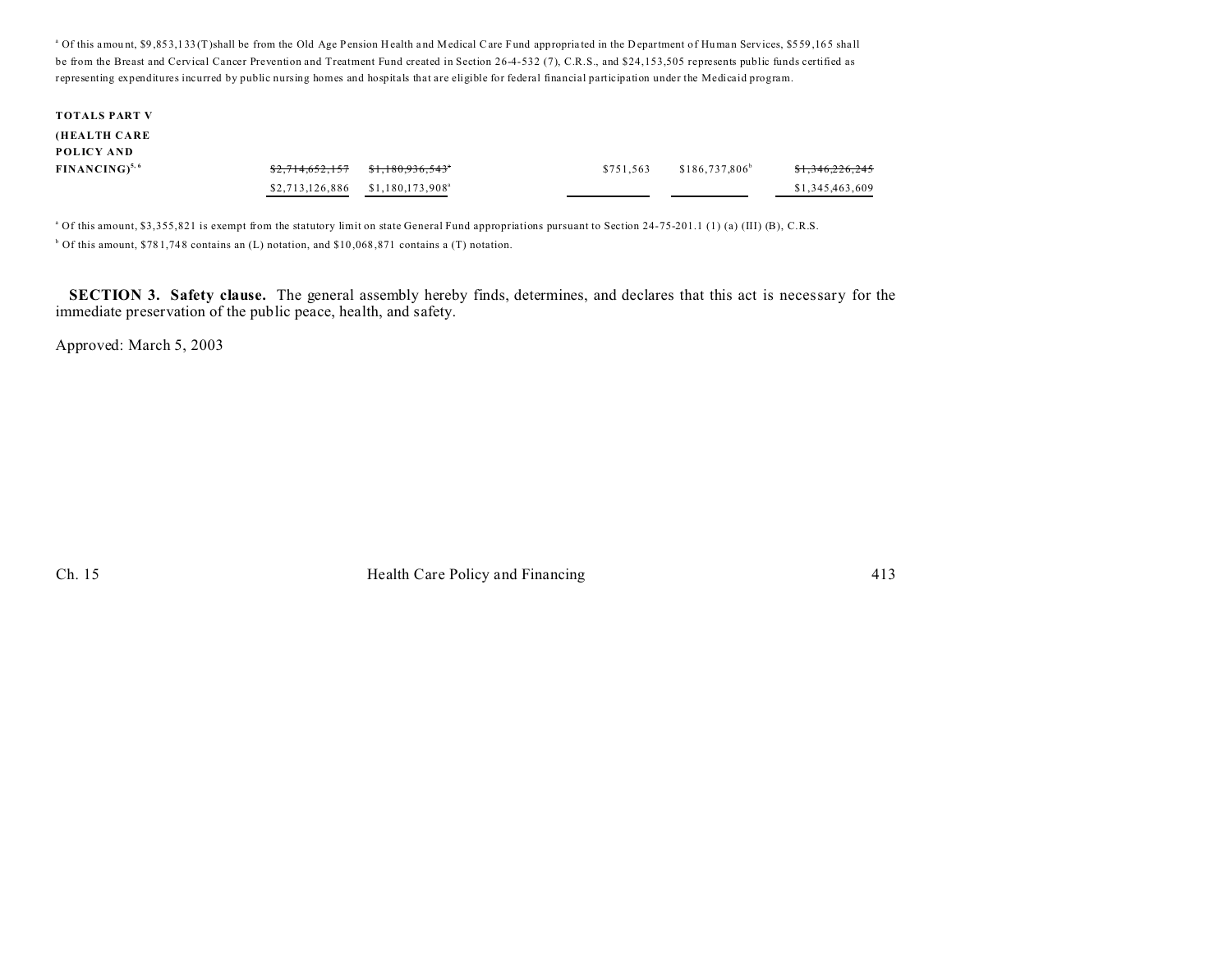[a] Of this amount, \$9,853,133(T)shall be from the Old Age Pension Health and Medical Care Fund appropriated in the Department of Human Services, \$559,165 shall be from the Breast and Cervical Cancer Prevention and Treatment Fund created in Section 26-4-532 (7), C.R.S., and \$24,153,505 represents public funds certified as representing expenditures incurred by public nursing homes and hospitals that are eligible for federal financial participation under the Medicaid program.

| | | | | | | |
|---|---|---|---|---|---|---|
| **TOTALS PART V (HEALTH CARE POLICY AND FINANCING)**[5, 6] | ~~\$2,714,652,157~~ | ~~\$1,180,936,543~~[a] | | \$751,563 | \$186,737,806[b] | ~~\$1,346,226,245~~ |
| | \$2,713,126,886 | \$1,180,173,908[a] | | | | \$1,345,463,609 |

[a] Of this amount, \$3,355,821 is exempt from the statutory limit on state General Fund appropriations pursuant to Section 24-75-201.1 (1) (a) (III) (B), C.R.S.

[b] Of this amount, \$781,748 contains an (L) notation, and \$10,068,871 contains a (T) notation.

**SECTION 3. Safety clause.** The general assembly hereby finds, determines, and declares that this act is necessary for the immediate preservation of the public peace, health, and safety.

Approved: March 5, 2003